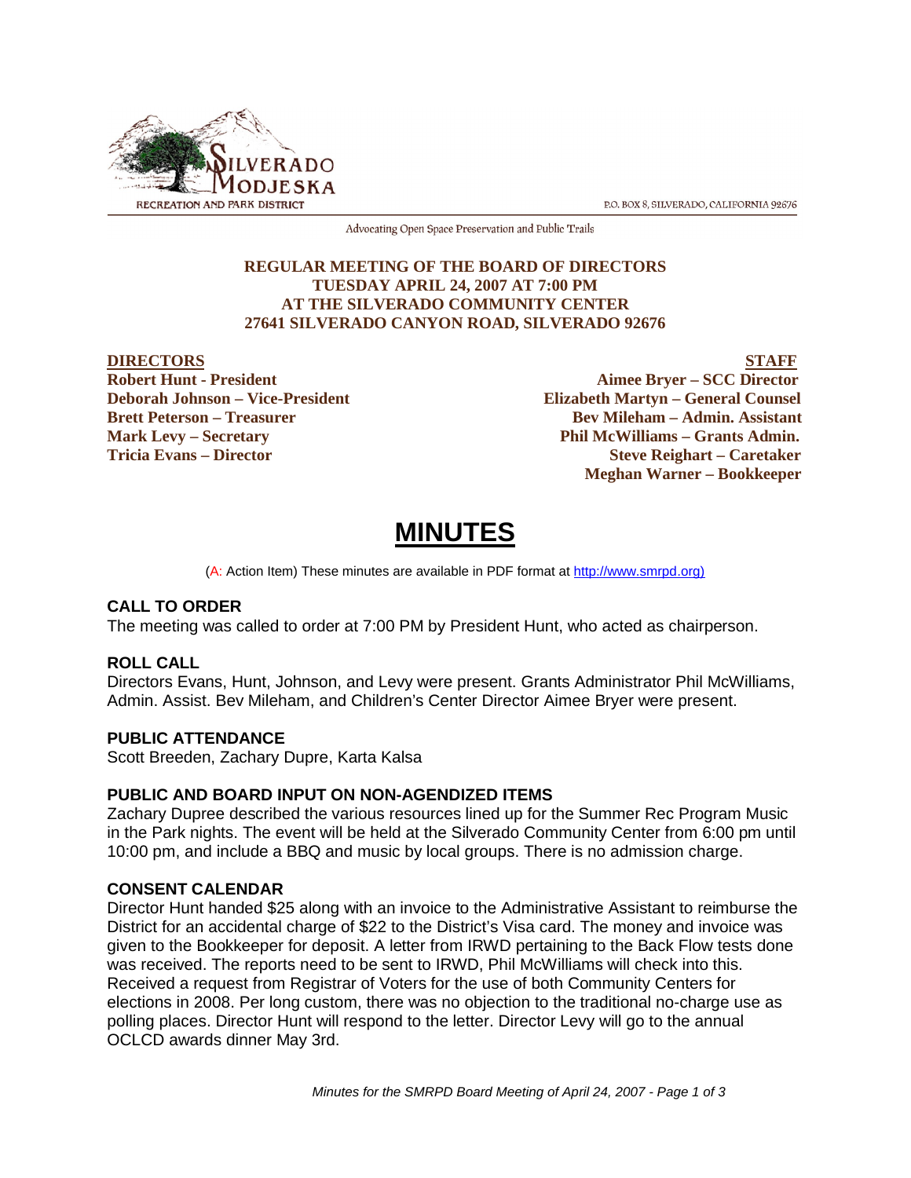SILVERADO MODJESKA RECREATION AND PARK DISTRICT

P.O. BOX 8, SILVERADO, CALIFORNIA 92676

Advocating Open Space Preservation and Public Trails

**REGULAR MEETING OF THE BOARD OF DIRECTORS**
**TUESDAY APRIL 24, 2007 AT 7:00 PM**
**AT THE SILVERADO COMMUNITY CENTER**
**27641 SILVERADO CANYON ROAD, SILVERADO 92676**

| DIRECTORS | STAFF |
|---|---|
| **Robert Hunt - President** | **Aimee Bryer – SCC Director** |
| **Deborah Johnson – Vice-President** | **Elizabeth Martyn – General Counsel** |
| **Brett Peterson – Treasurer** | **Bev Mileham – Admin. Assistant** |
| **Mark Levy – Secretary** | **Phil McWilliams – Grants Admin.** |
| **Tricia Evans – Director** | **Steve Reighart – Caretaker** |
| | **Meghan Warner – Bookkeeper** |

# MINUTES

(A: Action Item) These minutes are available in PDF format at http://www.smrpd.org)

## CALL TO ORDER

The meeting was called to order at 7:00 PM by President Hunt, who acted as chairperson.

## ROLL CALL

Directors Evans, Hunt, Johnson, and Levy were present. Grants Administrator Phil McWilliams, Admin. Assist. Bev Mileham, and Children's Center Director Aimee Bryer were present.

## PUBLIC ATTENDANCE

Scott Breeden, Zachary Dupre, Karta Kalsa

## PUBLIC AND BOARD INPUT ON NON-AGENDIZED ITEMS

Zachary Dupree described the various resources lined up for the Summer Rec Program Music in the Park nights. The event will be held at the Silverado Community Center from 6:00 pm until 10:00 pm, and include a BBQ and music by local groups. There is no admission charge.

## CONSENT CALENDAR

Director Hunt handed $25 along with an invoice to the Administrative Assistant to reimburse the District for an accidental charge of $22 to the District's Visa card. The money and invoice was given to the Bookkeeper for deposit. A letter from IRWD pertaining to the Back Flow tests done was received. The reports need to be sent to IRWD, Phil McWilliams will check into this. Received a request from Registrar of Voters for the use of both Community Centers for elections in 2008. Per long custom, there was no objection to the traditional no-charge use as polling places. Director Hunt will respond to the letter. Director Levy will go to the annual OCLCD awards dinner May 3rd.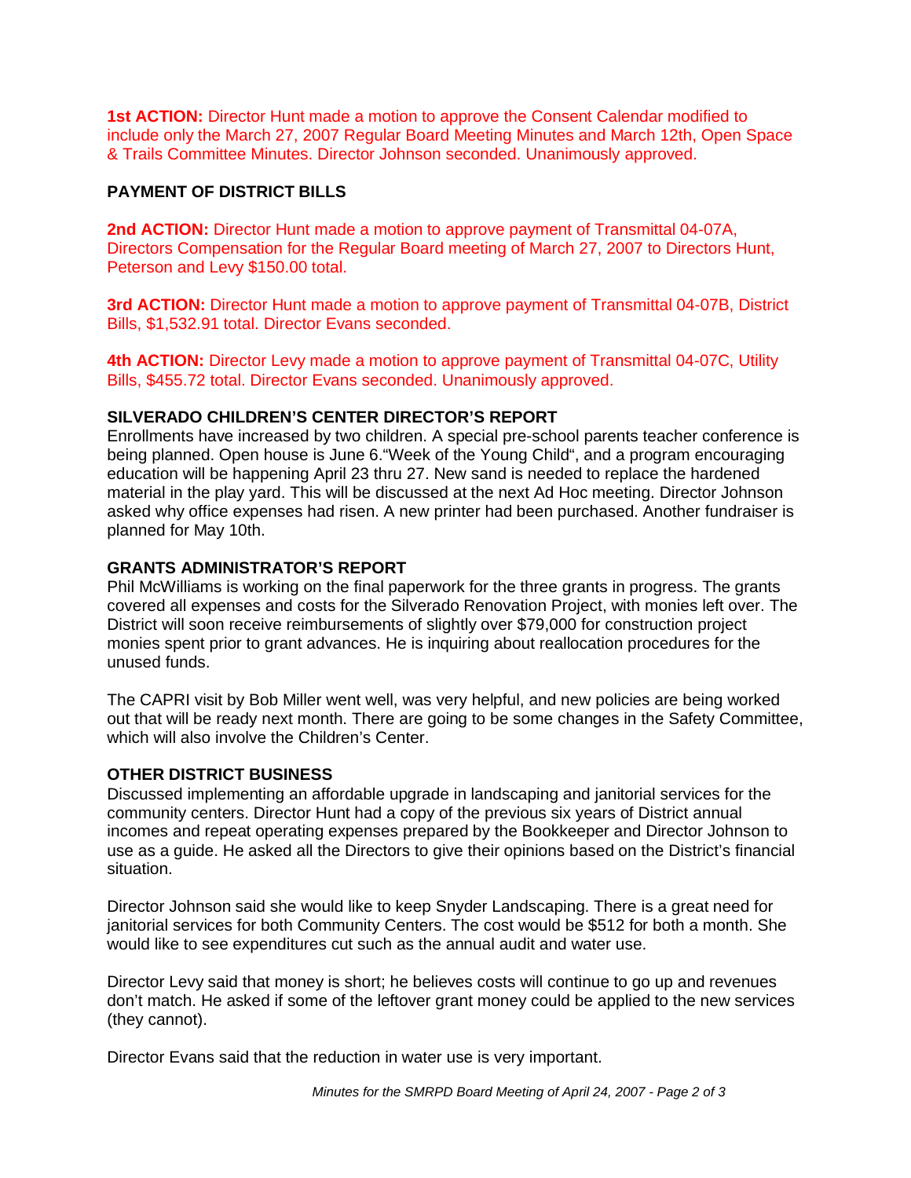**1st ACTION:** Director Hunt made a motion to approve the Consent Calendar modified to include only the March 27, 2007 Regular Board Meeting Minutes and March 12th, Open Space & Trails Committee Minutes. Director Johnson seconded. Unanimously approved.

## PAYMENT OF DISTRICT BILLS

**2nd ACTION:** Director Hunt made a motion to approve payment of Transmittal 04-07A, Directors Compensation for the Regular Board meeting of March 27, 2007 to Directors Hunt, Peterson and Levy $150.00 total.

**3rd ACTION:** Director Hunt made a motion to approve payment of Transmittal 04-07B, District Bills, $1,532.91 total. Director Evans seconded.

**4th ACTION:** Director Levy made a motion to approve payment of Transmittal 04-07C, Utility Bills, $455.72 total. Director Evans seconded. Unanimously approved.

## SILVERADO CHILDREN'S CENTER DIRECTOR'S REPORT

Enrollments have increased by two children. A special pre-school parents teacher conference is being planned. Open house is June 6."Week of the Young Child", and a program encouraging education will be happening April 23 thru 27. New sand is needed to replace the hardened material in the play yard. This will be discussed at the next Ad Hoc meeting. Director Johnson asked why office expenses had risen. A new printer had been purchased. Another fundraiser is planned for May 10th.

## GRANTS ADMINISTRATOR'S REPORT

Phil McWilliams is working on the final paperwork for the three grants in progress. The grants covered all expenses and costs for the Silverado Renovation Project, with monies left over. The District will soon receive reimbursements of slightly over $79,000 for construction project monies spent prior to grant advances. He is inquiring about reallocation procedures for the unused funds.

The CAPRI visit by Bob Miller went well, was very helpful, and new policies are being worked out that will be ready next month. There are going to be some changes in the Safety Committee, which will also involve the Children's Center.

## OTHER DISTRICT BUSINESS

Discussed implementing an affordable upgrade in landscaping and janitorial services for the community centers. Director Hunt had a copy of the previous six years of District annual incomes and repeat operating expenses prepared by the Bookkeeper and Director Johnson to use as a guide. He asked all the Directors to give their opinions based on the District's financial situation.

Director Johnson said she would like to keep Snyder Landscaping. There is a great need for janitorial services for both Community Centers. The cost would be $512 for both a month. She would like to see expenditures cut such as the annual audit and water use.

Director Levy said that money is short; he believes costs will continue to go up and revenues don't match. He asked if some of the leftover grant money could be applied to the new services (they cannot).

Director Evans said that the reduction in water use is very important.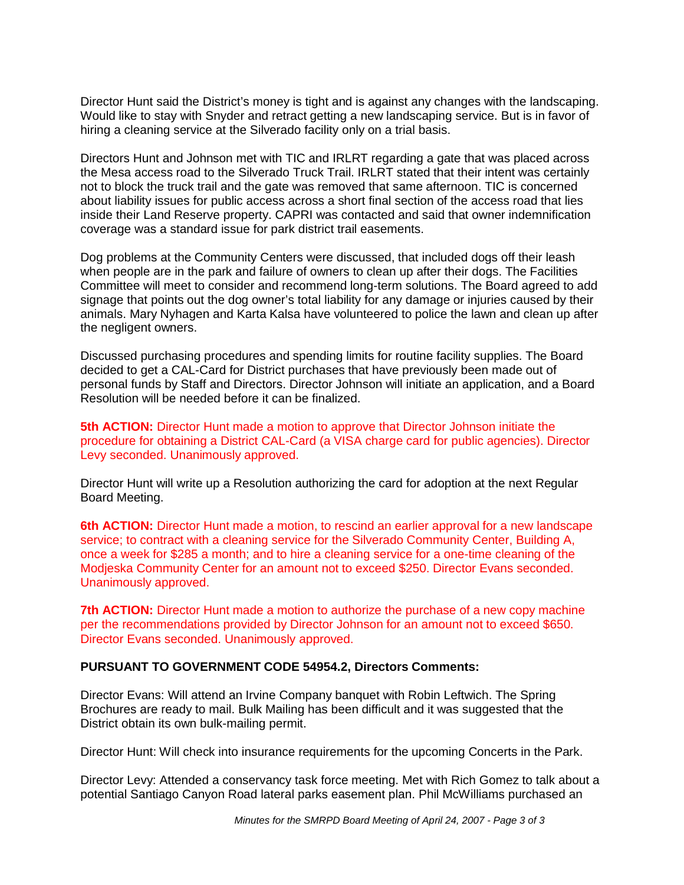Director Hunt said the District's money is tight and is against any changes with the landscaping. Would like to stay with Snyder and retract getting a new landscaping service. But is in favor of hiring a cleaning service at the Silverado facility only on a trial basis.

Directors Hunt and Johnson met with TIC and IRLRT regarding a gate that was placed across the Mesa access road to the Silverado Truck Trail. IRLRT stated that their intent was certainly not to block the truck trail and the gate was removed that same afternoon. TIC is concerned about liability issues for public access across a short final section of the access road that lies inside their Land Reserve property. CAPRI was contacted and said that owner indemnification coverage was a standard issue for park district trail easements.

Dog problems at the Community Centers were discussed, that included dogs off their leash when people are in the park and failure of owners to clean up after their dogs. The Facilities Committee will meet to consider and recommend long-term solutions. The Board agreed to add signage that points out the dog owner's total liability for any damage or injuries caused by their animals. Mary Nyhagen and Karta Kalsa have volunteered to police the lawn and clean up after the negligent owners.

Discussed purchasing procedures and spending limits for routine facility supplies. The Board decided to get a CAL-Card for District purchases that have previously been made out of personal funds by Staff and Directors. Director Johnson will initiate an application, and a Board Resolution will be needed before it can be finalized.

**5th ACTION:** Director Hunt made a motion to approve that Director Johnson initiate the procedure for obtaining a District CAL-Card (a VISA charge card for public agencies). Director Levy seconded. Unanimously approved.

Director Hunt will write up a Resolution authorizing the card for adoption at the next Regular Board Meeting.

**6th ACTION:** Director Hunt made a motion, to rescind an earlier approval for a new landscape service; to contract with a cleaning service for the Silverado Community Center, Building A, once a week for $285 a month; and to hire a cleaning service for a one-time cleaning of the Modjeska Community Center for an amount not to exceed $250. Director Evans seconded. Unanimously approved.

**7th ACTION:** Director Hunt made a motion to authorize the purchase of a new copy machine per the recommendations provided by Director Johnson for an amount not to exceed $650. Director Evans seconded. Unanimously approved.

**PURSUANT TO GOVERNMENT CODE 54954.2, Directors Comments:**

Director Evans: Will attend an Irvine Company banquet with Robin Leftwich. The Spring Brochures are ready to mail. Bulk Mailing has been difficult and it was suggested that the District obtain its own bulk-mailing permit.

Director Hunt: Will check into insurance requirements for the upcoming Concerts in the Park.

Director Levy: Attended a conservancy task force meeting. Met with Rich Gomez to talk about a potential Santiago Canyon Road lateral parks easement plan. Phil McWilliams purchased an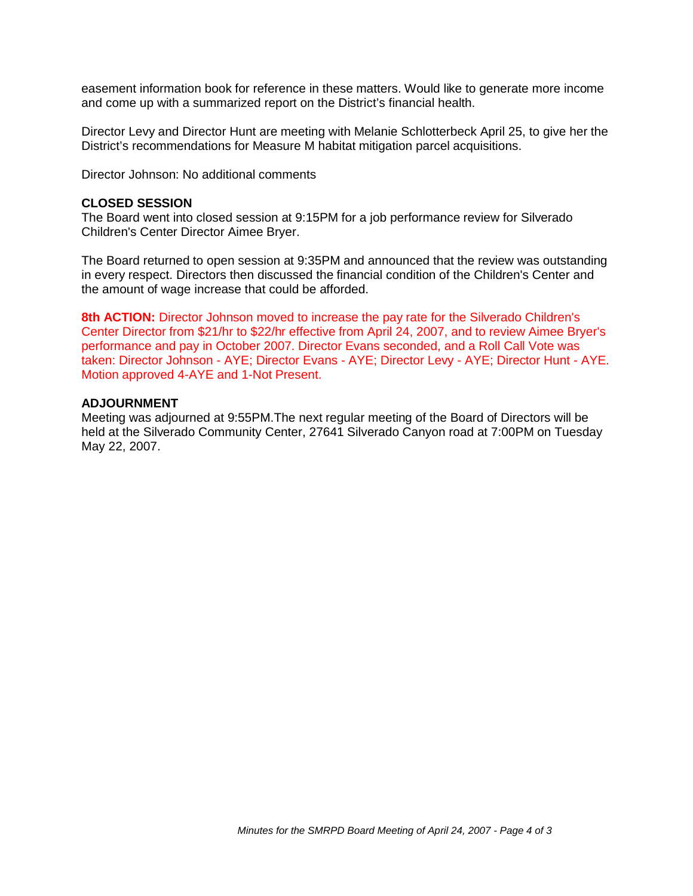easement information book for reference in these matters. Would like to generate more income and come up with a summarized report on the District's financial health.

Director Levy and Director Hunt are meeting with Melanie Schlotterbeck April 25, to give her the District's recommendations for Measure M habitat mitigation parcel acquisitions.

Director Johnson: No additional comments

**CLOSED SESSION**
The Board went into closed session at 9:15PM for a job performance review for Silverado Children's Center Director Aimee Bryer.

The Board returned to open session at 9:35PM and announced that the review was outstanding in every respect. Directors then discussed the financial condition of the Children's Center and the amount of wage increase that could be afforded.

**8th ACTION:** Director Johnson moved to increase the pay rate for the Silverado Children's Center Director from $21/hr to $22/hr effective from April 24, 2007, and to review Aimee Bryer's performance and pay in October 2007. Director Evans seconded, and a Roll Call Vote was taken: Director Johnson - AYE; Director Evans - AYE; Director Levy - AYE; Director Hunt - AYE. Motion approved 4-AYE and 1-Not Present.

**ADJOURNMENT**
Meeting was adjourned at 9:55PM.The next regular meeting of the Board of Directors will be held at the Silverado Community Center, 27641 Silverado Canyon road at 7:00PM on Tuesday May 22, 2007.